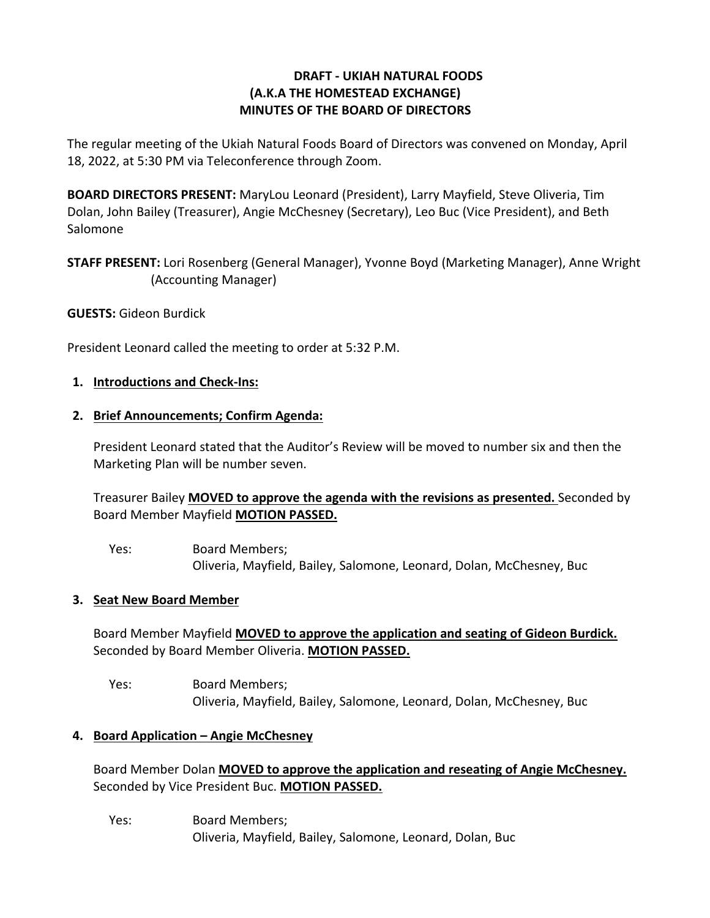# DRAFT - UKIAH NATURAL FOODS
## (A.K.A THE HOMESTEAD EXCHANGE)
## MINUTES OF THE BOARD OF DIRECTORS

The regular meeting of the Ukiah Natural Foods Board of Directors was convened on Monday, April 18, 2022, at 5:30 PM via Teleconference through Zoom.

**BOARD DIRECTORS PRESENT:** MaryLou Leonard (President), Larry Mayfield, Steve Oliveria, Tim Dolan, John Bailey (Treasurer), Angie McChesney (Secretary), Leo Buc (Vice President), and Beth Salomone

**STAFF PRESENT:** Lori Rosenberg (General Manager), Yvonne Boyd (Marketing Manager), Anne Wright (Accounting Manager)

**GUESTS:** Gideon Burdick

President Leonard called the meeting to order at 5:32 P.M.

1. **Introductions and Check-Ins:**

2. **Brief Announcements; Confirm Agenda:**

   President Leonard stated that the Auditor's Review will be moved to number six and then the Marketing Plan will be number seven.

   Treasurer Bailey **MOVED to approve the agenda with the revisions as presented.** Seconded by Board Member Mayfield **MOTION PASSED.**

   Yes: Board Members;
   Oliveria, Mayfield, Bailey, Salomone, Leonard, Dolan, McChesney, Buc

3. **Seat New Board Member**

   Board Member Mayfield **MOVED to approve the application and seating of Gideon Burdick.** Seconded by Board Member Oliveria. **MOTION PASSED.**

   Yes: Board Members;
   Oliveria, Mayfield, Bailey, Salomone, Leonard, Dolan, McChesney, Buc

4. **Board Application – Angie McChesney**

   Board Member Dolan **MOVED to approve the application and reseating of Angie McChesney.** Seconded by Vice President Buc. **MOTION PASSED.**

   Yes: Board Members;
   Oliveria, Mayfield, Bailey, Salomone, Leonard, Dolan, Buc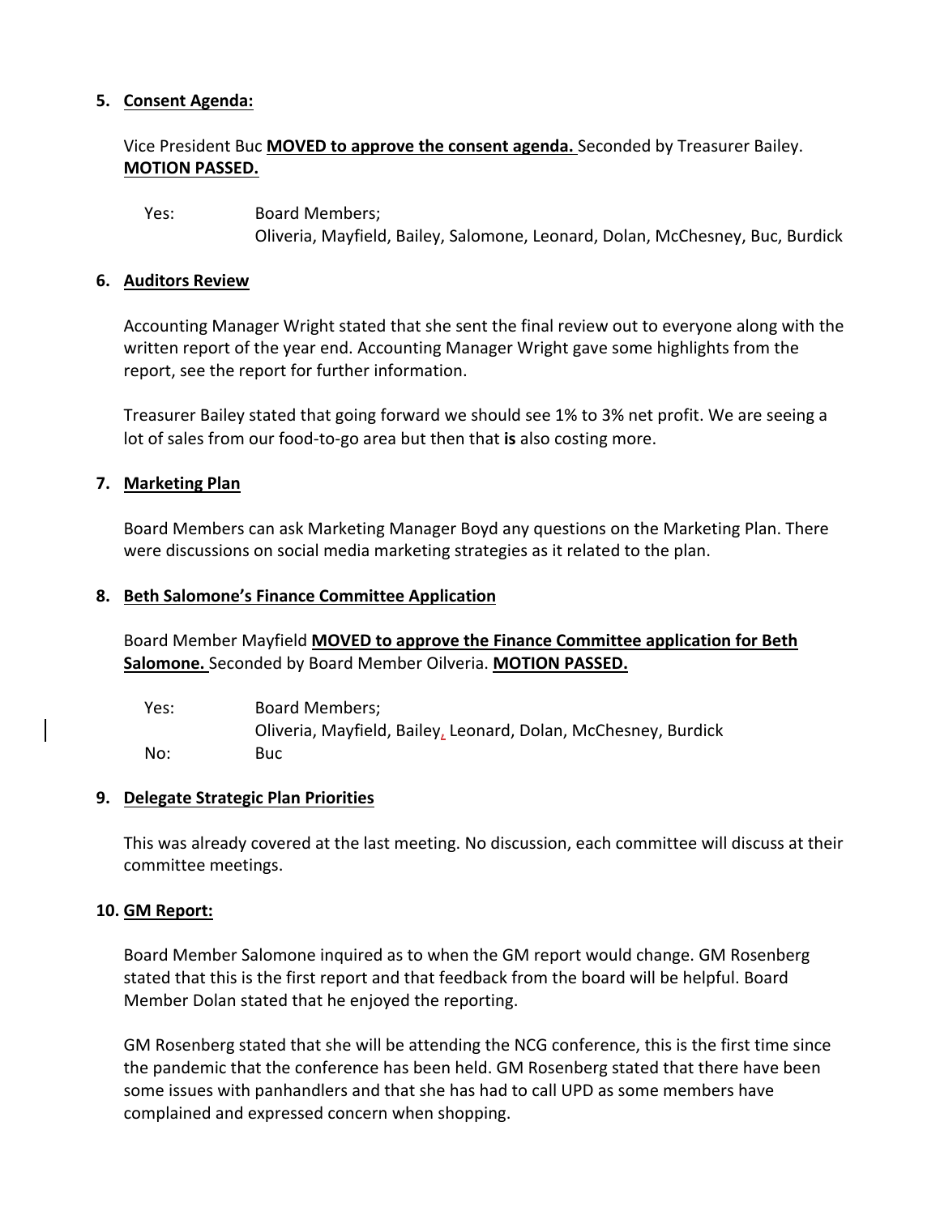5. **Consent Agenda:**

Vice President Buc **MOVED to approve the consent agenda.** Seconded by Treasurer Bailey. **MOTION PASSED.**

Yes: Board Members;
Oliveria, Mayfield, Bailey, Salomone, Leonard, Dolan, McChesney, Buc, Burdick

6. **Auditors Review**

Accounting Manager Wright stated that she sent the final review out to everyone along with the written report of the year end. Accounting Manager Wright gave some highlights from the report, see the report for further information.

Treasurer Bailey stated that going forward we should see 1% to 3% net profit. We are seeing a lot of sales from our food-to-go area but then that **is** also costing more.

7. **Marketing Plan**

Board Members can ask Marketing Manager Boyd any questions on the Marketing Plan. There were discussions on social media marketing strategies as it related to the plan.

8. **Beth Salomone's Finance Committee Application**

Board Member Mayfield **MOVED to approve the Finance Committee application for Beth Salomone.** Seconded by Board Member Oilveria. **MOTION PASSED.**

Yes: Board Members;
Oliveria, Mayfield, Bailey, Leonard, Dolan, McChesney, Burdick
No: Buc

9. **Delegate Strategic Plan Priorities**

This was already covered at the last meeting. No discussion, each committee will discuss at their committee meetings.

10. **GM Report:**

Board Member Salomone inquired as to when the GM report would change. GM Rosenberg stated that this is the first report and that feedback from the board will be helpful. Board Member Dolan stated that he enjoyed the reporting.

GM Rosenberg stated that she will be attending the NCG conference, this is the first time since the pandemic that the conference has been held. GM Rosenberg stated that there have been some issues with panhandlers and that she has had to call UPD as some members have complained and expressed concern when shopping.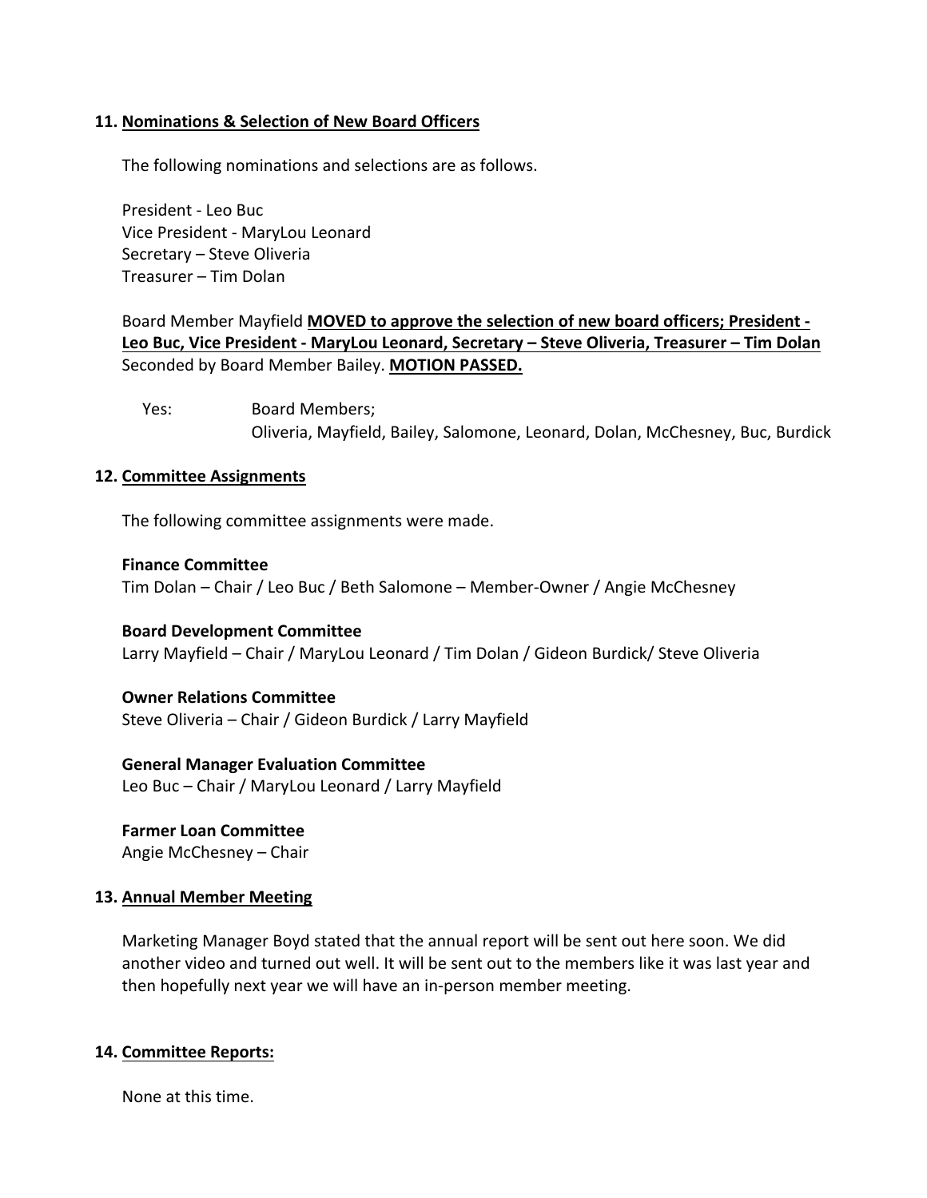**11. Nominations & Selection of New Board Officers**

The following nominations and selections are as follows.

President - Leo Buc
Vice President - MaryLou Leonard
Secretary – Steve Oliveria
Treasurer – Tim Dolan

Board Member Mayfield **MOVED to approve the selection of new board officers; President - Leo Buc, Vice President - MaryLou Leonard, Secretary – Steve Oliveria, Treasurer – Tim Dolan** Seconded by Board Member Bailey. **MOTION PASSED.**

Yes: Board Members;
Oliveria, Mayfield, Bailey, Salomone, Leonard, Dolan, McChesney, Buc, Burdick

**12. Committee Assignments**

The following committee assignments were made.

**Finance Committee**
Tim Dolan – Chair / Leo Buc / Beth Salomone – Member-Owner / Angie McChesney

**Board Development Committee**
Larry Mayfield – Chair / MaryLou Leonard / Tim Dolan / Gideon Burdick/ Steve Oliveria

**Owner Relations Committee**
Steve Oliveria – Chair / Gideon Burdick / Larry Mayfield

**General Manager Evaluation Committee**
Leo Buc – Chair / MaryLou Leonard / Larry Mayfield

**Farmer Loan Committee**
Angie McChesney – Chair

**13. Annual Member Meeting**

Marketing Manager Boyd stated that the annual report will be sent out here soon. We did another video and turned out well. It will be sent out to the members like it was last year and then hopefully next year we will have an in-person member meeting.

**14. Committee Reports:**

None at this time.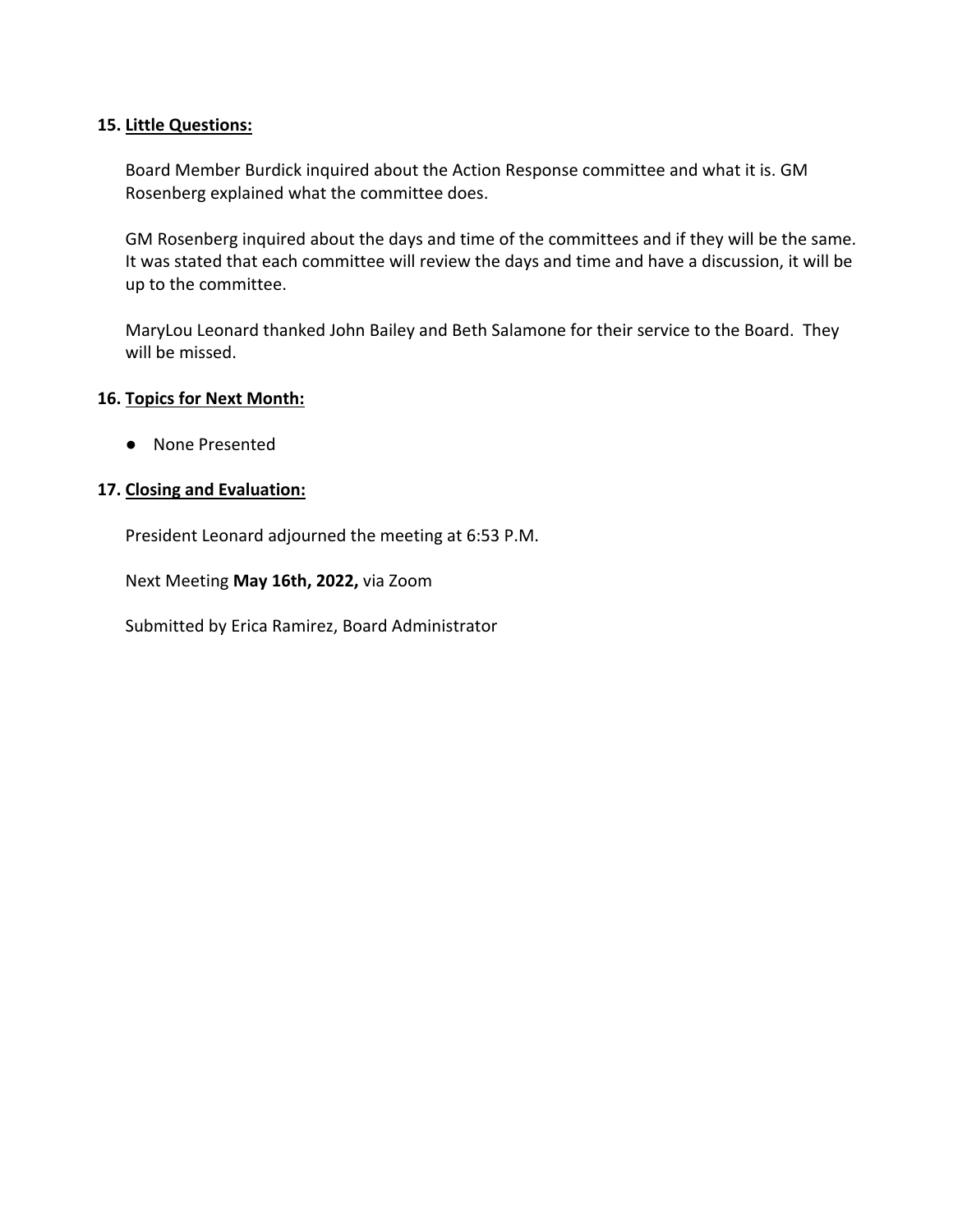**15. Little Questions:**

Board Member Burdick inquired about the Action Response committee and what it is. GM Rosenberg explained what the committee does.

GM Rosenberg inquired about the days and time of the committees and if they will be the same. It was stated that each committee will review the days and time and have a discussion, it will be up to the committee.

MaryLou Leonard thanked John Bailey and Beth Salamone for their service to the Board. They will be missed.

**16. Topics for Next Month:**

- None Presented

**17. Closing and Evaluation:**

President Leonard adjourned the meeting at 6:53 P.M.

Next Meeting **May 16th, 2022,** via Zoom

Submitted by Erica Ramirez, Board Administrator